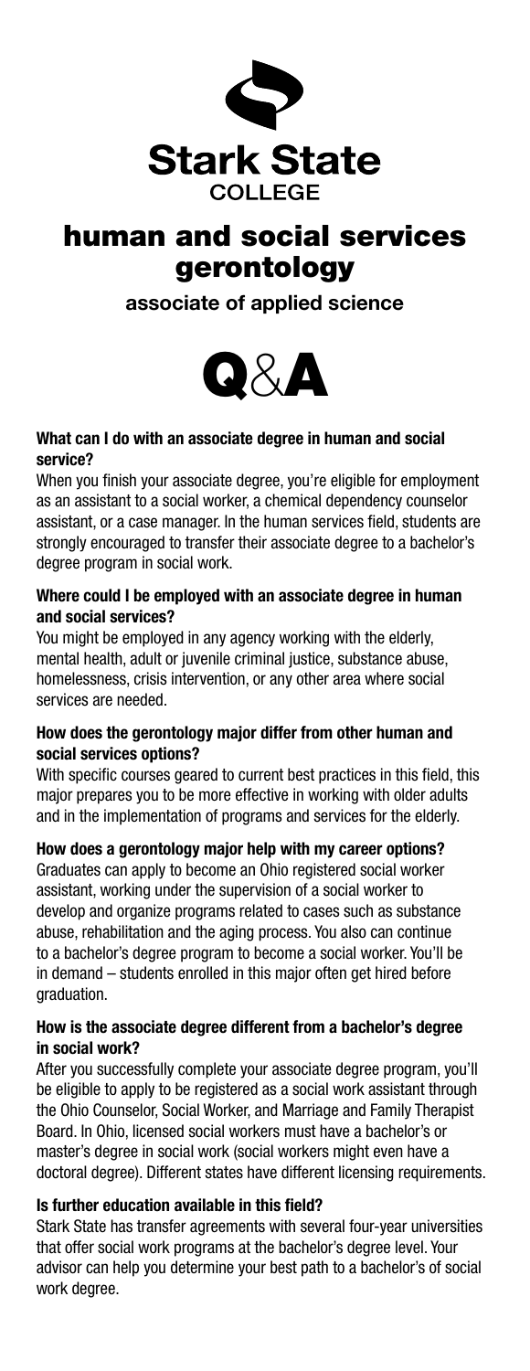**Stark State**
**COLLEGE**

# human and social services gerontology

### associate of applied science

## Q&A

**What can I do with an associate degree in human and social service?**

When you finish your associate degree, you're eligible for employment as an assistant to a social worker, a chemical dependency counselor assistant, or a case manager. In the human services field, students are strongly encouraged to transfer their associate degree to a bachelor's degree program in social work.

**Where could I be employed with an associate degree in human and social services?**

You might be employed in any agency working with the elderly, mental health, adult or juvenile criminal justice, substance abuse, homelessness, crisis intervention, or any other area where social services are needed.

**How does the gerontology major differ from other human and social services options?**

With specific courses geared to current best practices in this field, this major prepares you to be more effective in working with older adults and in the implementation of programs and services for the elderly.

**How does a gerontology major help with my career options?**

Graduates can apply to become an Ohio registered social worker assistant, working under the supervision of a social worker to develop and organize programs related to cases such as substance abuse, rehabilitation and the aging process. You also can continue to a bachelor's degree program to become a social worker. You'll be in demand – students enrolled in this major often get hired before graduation.

**How is the associate degree different from a bachelor's degree in social work?**

After you successfully complete your associate degree program, you'll be eligible to apply to be registered as a social work assistant through the Ohio Counselor, Social Worker, and Marriage and Family Therapist Board. In Ohio, licensed social workers must have a bachelor's or master's degree in social work (social workers might even have a doctoral degree). Different states have different licensing requirements.

**Is further education available in this field?**

Stark State has transfer agreements with several four-year universities that offer social work programs at the bachelor's degree level. Your advisor can help you determine your best path to a bachelor's of social work degree.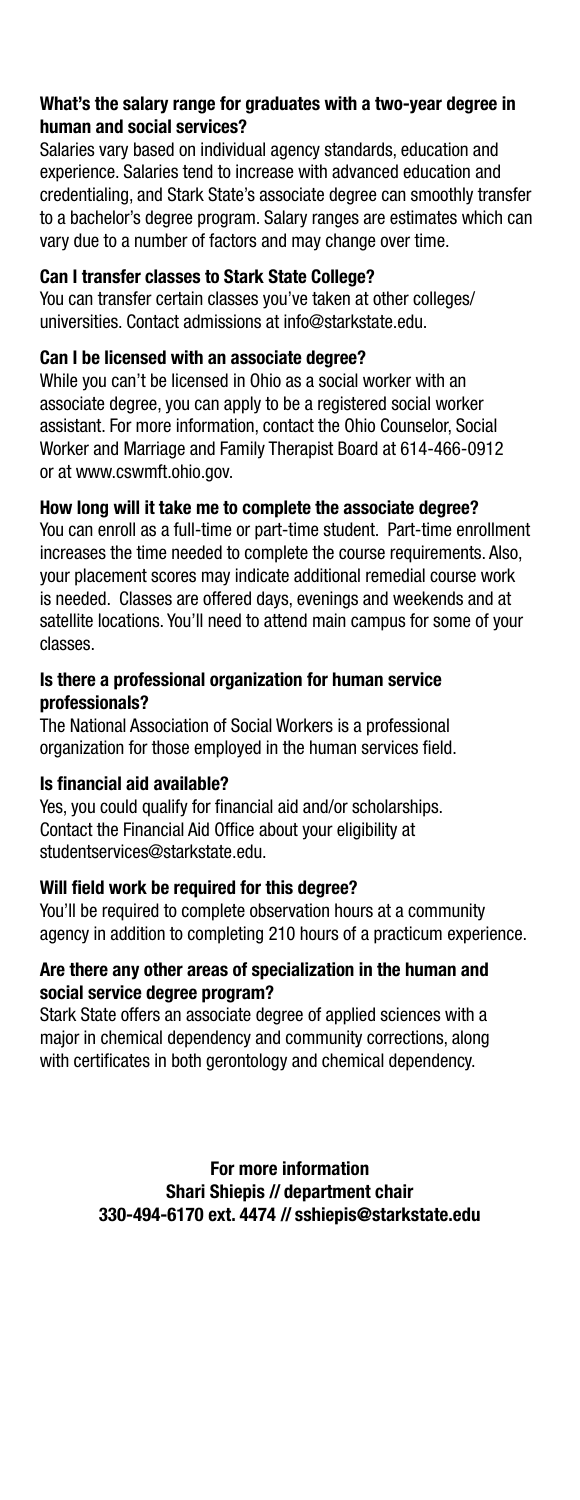**What's the salary range for graduates with a two-year degree in human and social services?**

Salaries vary based on individual agency standards, education and experience. Salaries tend to increase with advanced education and credentialing, and Stark State's associate degree can smoothly transfer to a bachelor's degree program. Salary ranges are estimates which can vary due to a number of factors and may change over time.

**Can I transfer classes to Stark State College?**

You can transfer certain classes you've taken at other colleges/universities. Contact admissions at info@starkstate.edu.

**Can I be licensed with an associate degree?**

While you can't be licensed in Ohio as a social worker with an associate degree, you can apply to be a registered social worker assistant. For more information, contact the Ohio Counselor, Social Worker and Marriage and Family Therapist Board at 614-466-0912 or at www.cswmft.ohio.gov.

**How long will it take me to complete the associate degree?**

You can enroll as a full-time or part-time student. Part-time enrollment increases the time needed to complete the course requirements. Also, your placement scores may indicate additional remedial course work is needed. Classes are offered days, evenings and weekends and at satellite locations. You'll need to attend main campus for some of your classes.

**Is there a professional organization for human service professionals?**

The National Association of Social Workers is a professional organization for those employed in the human services field.

**Is financial aid available?**

Yes, you could qualify for financial aid and/or scholarships. Contact the Financial Aid Office about your eligibility at studentservices@starkstate.edu.

**Will field work be required for this degree?**

You'll be required to complete observation hours at a community agency in addition to completing 210 hours of a practicum experience.

**Are there any other areas of specialization in the human and social service degree program?**

Stark State offers an associate degree of applied sciences with a major in chemical dependency and community corrections, along with certificates in both gerontology and chemical dependency.

**For more information**
**Shari Shiepis // department chair**
**330-494-6170 ext. 4474 // sshiepis@starkstate.edu**